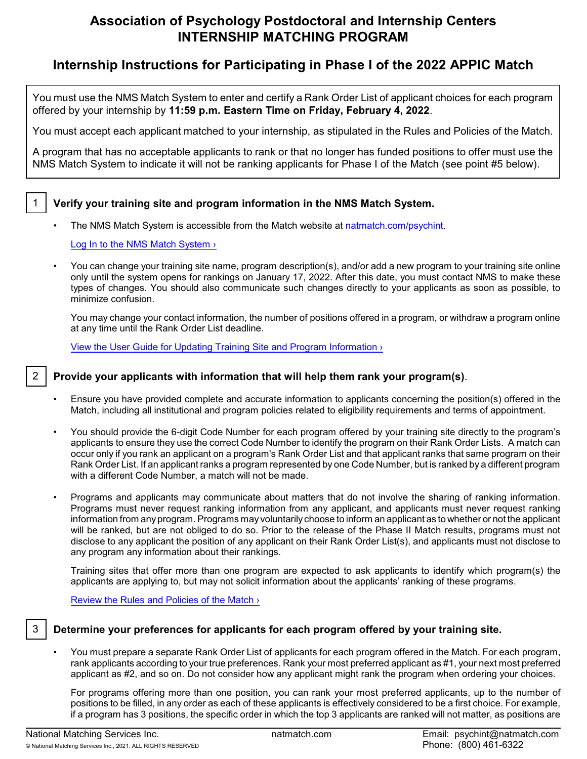# Association of Psychology Postdoctoral and Internship Centers
# INTERNSHIP MATCHING PROGRAM

## Internship Instructions for Participating in Phase I of the 2022 APPIC Match

You must use the NMS Match System to enter and certify a Rank Order List of applicant choices for each program offered by your internship by **11:59 p.m. Eastern Time on Friday, February 4, 2022**.

You must accept each applicant matched to your internship, as stipulated in the Rules and Policies of the Match.

A program that has no acceptable applicants to rank or that no longer has funded positions to offer must use the NMS Match System to indicate it will not be ranking applicants for Phase I of the Match (see point #5 below).

### 1 Verify your training site and program information in the NMS Match System.

- The NMS Match System is accessible from the Match website at natmatch.com/psychint.

  Log In to the NMS Match System ›

- You can change your training site name, program description(s), and/or add a new program to your training site online only until the system opens for rankings on January 17, 2022. After this date, you must contact NMS to make these types of changes. You should also communicate such changes directly to your applicants as soon as possible, to minimize confusion.

  You may change your contact information, the number of positions offered in a program, or withdraw a program online at any time until the Rank Order List deadline.

  View the User Guide for Updating Training Site and Program Information ›

### 2 Provide your applicants with information that will help them rank your program(s).

- Ensure you have provided complete and accurate information to applicants concerning the position(s) offered in the Match, including all institutional and program policies related to eligibility requirements and terms of appointment.

- You should provide the 6-digit Code Number for each program offered by your training site directly to the program's applicants to ensure they use the correct Code Number to identify the program on their Rank Order Lists. A match can occur only if you rank an applicant on a program's Rank Order List and that applicant ranks that same program on their Rank Order List. If an applicant ranks a program represented by one Code Number, but is ranked by a different program with a different Code Number, a match will not be made.

- Programs and applicants may communicate about matters that do not involve the sharing of ranking information. Programs must never request ranking information from any applicant, and applicants must never request ranking information from any program. Programs may voluntarily choose to inform an applicant as to whether or not the applicant will be ranked, but are not obliged to do so. Prior to the release of the Phase II Match results, programs must not disclose to any applicant the position of any applicant on their Rank Order List(s), and applicants must not disclose to any program any information about their rankings.

  Training sites that offer more than one program are expected to ask applicants to identify which program(s) the applicants are applying to, but may not solicit information about the applicants' ranking of these programs.

  Review the Rules and Policies of the Match ›

### 3 Determine your preferences for applicants for each program offered by your training site.

- You must prepare a separate Rank Order List of applicants for each program offered in the Match. For each program, rank applicants according to your true preferences. Rank your most preferred applicant as #1, your next most preferred applicant as #2, and so on. Do not consider how any applicant might rank the program when ordering your choices.

  For programs offering more than one position, you can rank your most preferred applicants, up to the number of positions to be filled, in any order as each of these applicants is effectively considered to be a first choice. For example, if a program has 3 positions, the specific order in which the top 3 applicants are ranked will not matter, as positions are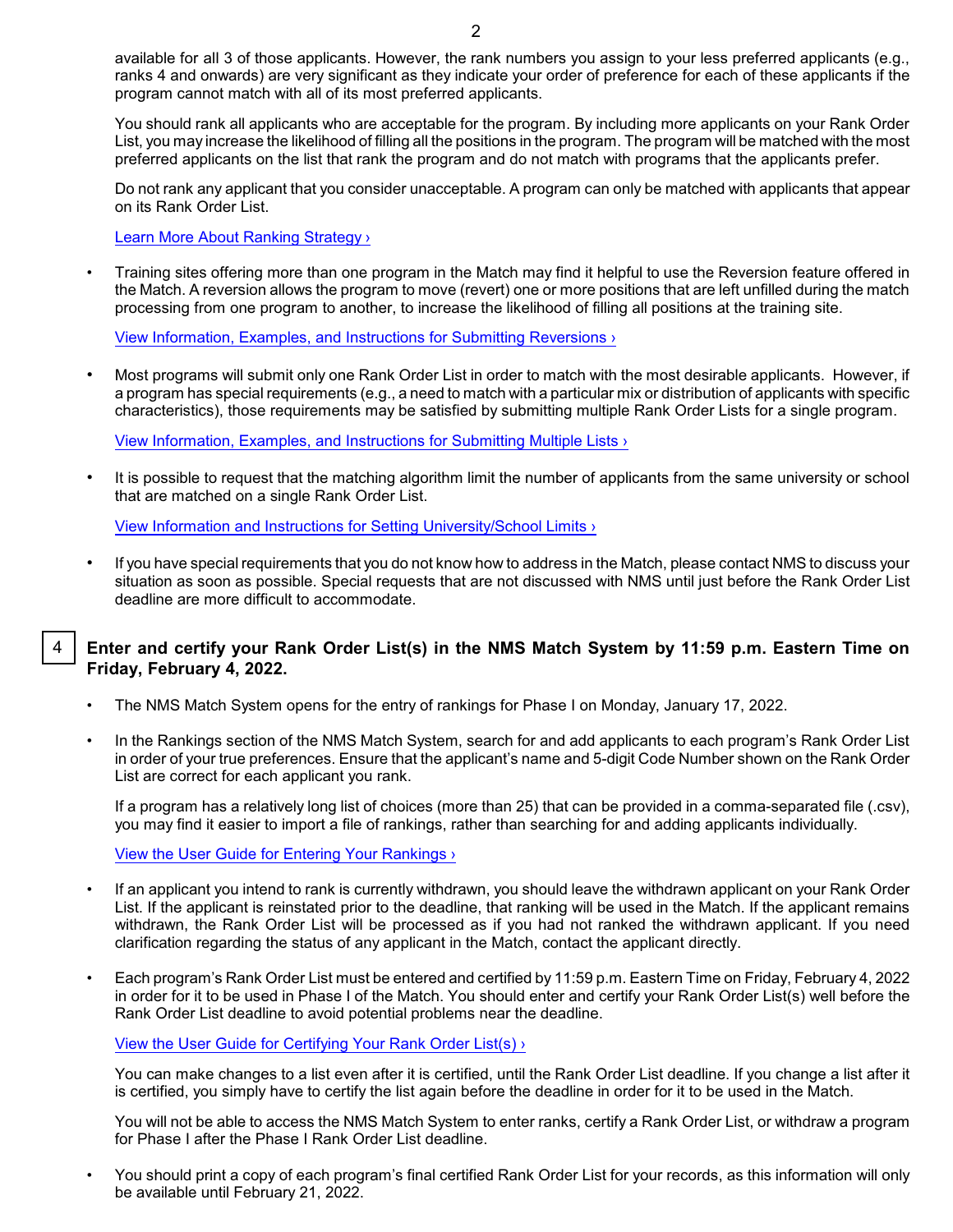available for all 3 of those applicants. However, the rank numbers you assign to your less preferred applicants (e.g., ranks 4 and onwards) are very significant as they indicate your order of preference for each of these applicants if the program cannot match with all of its most preferred applicants.

You should rank all applicants who are acceptable for the program. By including more applicants on your Rank Order List, you may increase the likelihood of filling all the positions in the program. The program will be matched with the most preferred applicants on the list that rank the program and do not match with programs that the applicants prefer.

Do not rank any applicant that you consider unacceptable. A program can only be matched with applicants that appear on its Rank Order List.

Learn More About Ranking Strategy ›

- Training sites offering more than one program in the Match may find it helpful to use the Reversion feature offered in the Match. A reversion allows the program to move (revert) one or more positions that are left unfilled during the match processing from one program to another, to increase the likelihood of filling all positions at the training site.

  View Information, Examples, and Instructions for Submitting Reversions ›

- Most programs will submit only one Rank Order List in order to match with the most desirable applicants. However, if a program has special requirements (e.g., a need to match with a particular mix or distribution of applicants with specific characteristics), those requirements may be satisfied by submitting multiple Rank Order Lists for a single program.

  View Information, Examples, and Instructions for Submitting Multiple Lists ›

- It is possible to request that the matching algorithm limit the number of applicants from the same university or school that are matched on a single Rank Order List.

  View Information and Instructions for Setting University/School Limits ›

- If you have special requirements that you do not know how to address in the Match, please contact NMS to discuss your situation as soon as possible. Special requests that are not discussed with NMS until just before the Rank Order List deadline are more difficult to accommodate.

## 4 Enter and certify your Rank Order List(s) in the NMS Match System by 11:59 p.m. Eastern Time on Friday, February 4, 2022.

- The NMS Match System opens for the entry of rankings for Phase I on Monday, January 17, 2022.

- In the Rankings section of the NMS Match System, search for and add applicants to each program's Rank Order List in order of your true preferences. Ensure that the applicant's name and 5-digit Code Number shown on the Rank Order List are correct for each applicant you rank.

  If a program has a relatively long list of choices (more than 25) that can be provided in a comma-separated file (.csv), you may find it easier to import a file of rankings, rather than searching for and adding applicants individually.

  View the User Guide for Entering Your Rankings ›

- If an applicant you intend to rank is currently withdrawn, you should leave the withdrawn applicant on your Rank Order List. If the applicant is reinstated prior to the deadline, that ranking will be used in the Match. If the applicant remains withdrawn, the Rank Order List will be processed as if you had not ranked the withdrawn applicant. If you need clarification regarding the status of any applicant in the Match, contact the applicant directly.

- Each program's Rank Order List must be entered and certified by 11:59 p.m. Eastern Time on Friday, February 4, 2022 in order for it to be used in Phase I of the Match. You should enter and certify your Rank Order List(s) well before the Rank Order List deadline to avoid potential problems near the deadline.

  View the User Guide for Certifying Your Rank Order List(s) ›

  You can make changes to a list even after it is certified, until the Rank Order List deadline. If you change a list after it is certified, you simply have to certify the list again before the deadline in order for it to be used in the Match.

  You will not be able to access the NMS Match System to enter ranks, certify a Rank Order List, or withdraw a program for Phase I after the Phase I Rank Order List deadline.

- You should print a copy of each program's final certified Rank Order List for your records, as this information will only be available until February 21, 2022.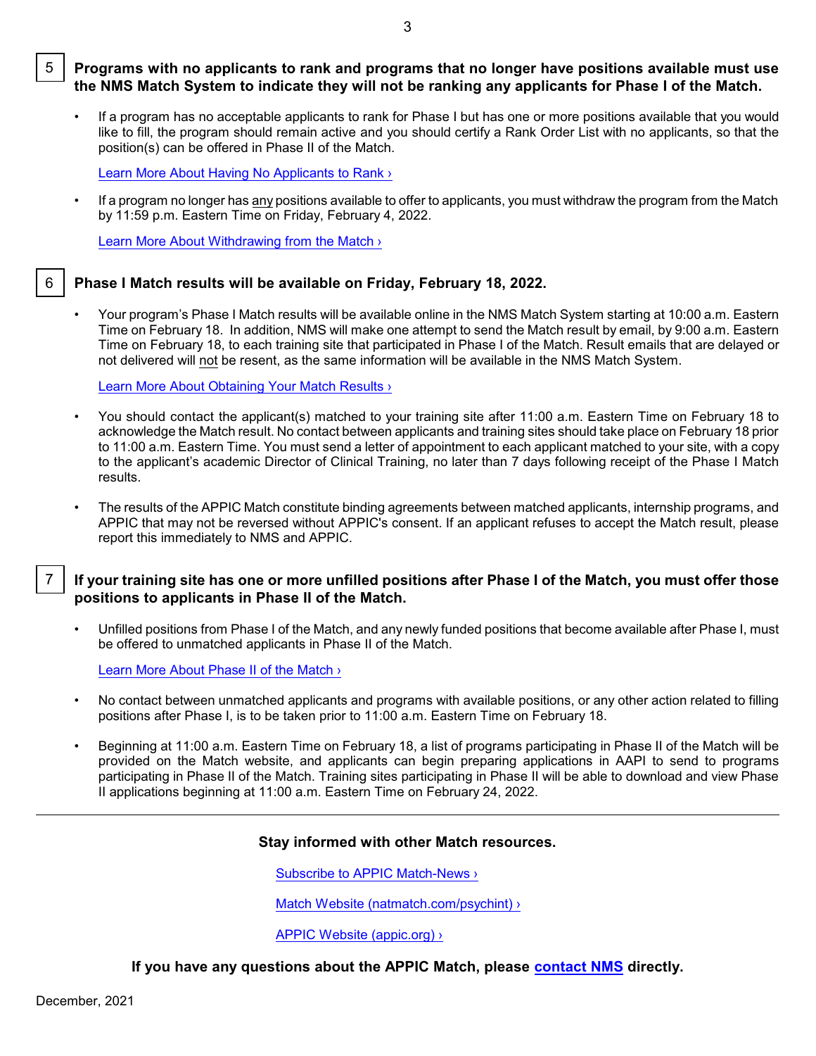**5** **Programs with no applicants to rank and programs that no longer have positions available must use the NMS Match System to indicate they will not be ranking any applicants for Phase I of the Match.**

- If a program has no acceptable applicants to rank for Phase I but has one or more positions available that you would like to fill, the program should remain active and you should certify a Rank Order List with no applicants, so that the position(s) can be offered in Phase II of the Match.

  Learn More About Having No Applicants to Rank ›

- If a program no longer has any positions available to offer to applicants, you must withdraw the program from the Match by 11:59 p.m. Eastern Time on Friday, February 4, 2022.

  Learn More About Withdrawing from the Match ›

**6** **Phase I Match results will be available on Friday, February 18, 2022.**

- Your program's Phase I Match results will be available online in the NMS Match System starting at 10:00 a.m. Eastern Time on February 18. In addition, NMS will make one attempt to send the Match result by email, by 9:00 a.m. Eastern Time on February 18, to each training site that participated in Phase I of the Match. Result emails that are delayed or not delivered will not be resent, as the same information will be available in the NMS Match System.

  Learn More About Obtaining Your Match Results ›

- You should contact the applicant(s) matched to your training site after 11:00 a.m. Eastern Time on February 18 to acknowledge the Match result. No contact between applicants and training sites should take place on February 18 prior to 11:00 a.m. Eastern Time. You must send a letter of appointment to each applicant matched to your site, with a copy to the applicant's academic Director of Clinical Training, no later than 7 days following receipt of the Phase I Match results.

- The results of the APPIC Match constitute binding agreements between matched applicants, internship programs, and APPIC that may not be reversed without APPIC's consent. If an applicant refuses to accept the Match result, please report this immediately to NMS and APPIC.

**7** **If your training site has one or more unfilled positions after Phase I of the Match, you must offer those positions to applicants in Phase II of the Match.**

- Unfilled positions from Phase I of the Match, and any newly funded positions that become available after Phase I, must be offered to unmatched applicants in Phase II of the Match.

  Learn More About Phase II of the Match ›

- No contact between unmatched applicants and programs with available positions, or any other action related to filling positions after Phase I, is to be taken prior to 11:00 a.m. Eastern Time on February 18.

- Beginning at 11:00 a.m. Eastern Time on February 18, a list of programs participating in Phase II of the Match will be provided on the Match website, and applicants can begin preparing applications in AAPI to send to programs participating in Phase II of the Match. Training sites participating in Phase II will be able to download and view Phase II applications beginning at 11:00 a.m. Eastern Time on February 24, 2022.

---

**Stay informed with other Match resources.**

Subscribe to APPIC Match-News ›

Match Website (natmatch.com/psychint) ›

APPIC Website (appic.org) ›

**If you have any questions about the APPIC Match, please contact NMS directly.**

December, 2021